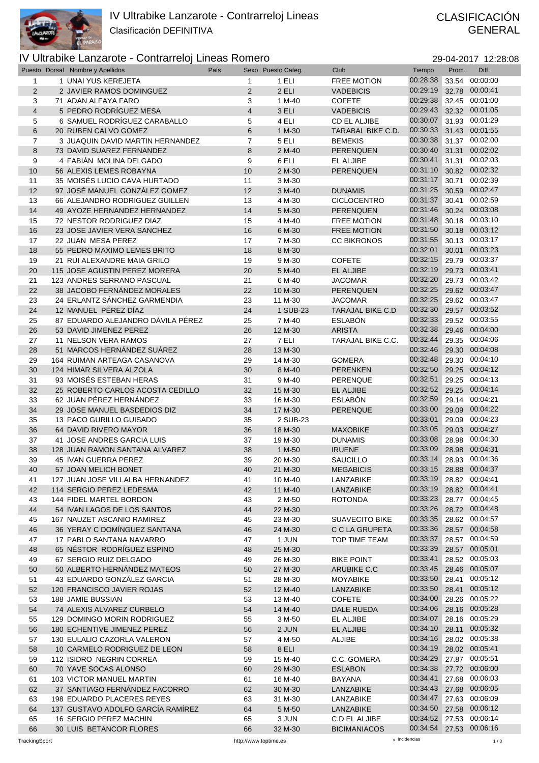# IV Ultrabike Lanzarote - Contrarreloj Lineas

Clasificación DEFINITIVA

CLASIFICACIÓN GENERAL

## IV Ultrabike Lanzarote - Contrarreloj Lineas Romero

29-04-2017 12:28:08

| Puesto | Dorsal | Nombre y Apellidos | País | Sexo | Puesto Categ. | Club | Tiempo | Prom. | Diff. |
|---|---|---|---|---|---|---|---|---|---|
| 1 | 1 | UNAI YUS KEREJETA | | 1 | 1 ELI | FREE MOTION | 00:28:38 | 33.54 | 00:00:00 |
| 2 | 2 | JAVIER RAMOS DOMINGUEZ | | 2 | 2 ELI | VADEBICIS | 00:29:19 | 32.78 | 00:00:41 |
| 3 | 71 | ADAN ALFAYA FARO | | 3 | 1 M-40 | COFETE | 00:29:38 | 32.45 | 00:01:00 |
| 4 | 5 | PEDRO RODRÍGUEZ MESA | | 4 | 3 ELI | VADEBICIS | 00:29:43 | 32.32 | 00:01:05 |
| 5 | 6 | SAMUEL RODRÍGUEZ CARABALLO | | 5 | 4 ELI | CD EL ALJIBE | 00:30:07 | 31.93 | 00:01:29 |
| 6 | 20 | RUBEN CALVO GOMEZ | | 6 | 1 M-30 | TARABAL BIKE C.D. | 00:30:33 | 31.43 | 00:01:55 |
| 7 | 3 | JUAQUIN DAVID MARTIN HERNANDEZ | | 7 | 5 ELI | BEMEKIS | 00:30:38 | 31.37 | 00:02:00 |
| 8 | 73 | DAVID SUAREZ FERNANDEZ | | 8 | 2 M-40 | PERENQUEN | 00:30:40 | 31.31 | 00:02:02 |
| 9 | 4 | FABIÁN MOLINA DELGADO | | 9 | 6 ELI | EL ALJIBE | 00:30:41 | 31.31 | 00:02:03 |
| 10 | 56 | ALEXIS LEMES ROBAYNA | | 10 | 2 M-30 | PERENQUEN | 00:31:10 | 30.82 | 00:02:32 |
| 11 | 35 | MOISÉS LUCIO CAVA HURTADO | | 11 | 3 M-30 | | 00:31:17 | 30.71 | 00:02:39 |
| 12 | 97 | JOSÉ MANUEL GONZÁLEZ GOMEZ | | 12 | 3 M-40 | DUNAMIS | 00:31:25 | 30.59 | 00:02:47 |
| 13 | 66 | ALEJANDRO RODRIGUEZ GUILLEN | | 13 | 4 M-30 | CICLOCENTRO | 00:31:37 | 30.41 | 00:02:59 |
| 14 | 49 | AYOZE HERNANDEZ HERNANDEZ | | 14 | 5 M-30 | PERENQUEN | 00:31:46 | 30.24 | 00:03:08 |
| 15 | 72 | NESTOR RODRIGUEZ DIAZ | | 15 | 4 M-40 | FREE MOTION | 00:31:48 | 30.18 | 00:03:10 |
| 16 | 23 | JOSE JAVIER VERA SANCHEZ | | 16 | 6 M-30 | FREE MOTION | 00:31:50 | 30.18 | 00:03:12 |
| 17 | 22 | JUAN MESA PEREZ | | 17 | 7 M-30 | CC BIKRONOS | 00:31:55 | 30.13 | 00:03:17 |
| 18 | 55 | PEDRO MAXIMO LEMES BRITO | | 18 | 8 M-30 | | 00:32:01 | 30.01 | 00:03:23 |
| 19 | 21 | RUI ALEXANDRE MAIA GRILO | | 19 | 9 M-30 | COFETE | 00:32:15 | 29.79 | 00:03:37 |
| 20 | 115 | JOSE AGUSTIN PEREZ MORERA | | 20 | 5 M-40 | EL ALJIBE | 00:32:19 | 29.73 | 00:03:41 |
| 21 | 123 | ANDRES SERRANO PASCUAL | | 21 | 6 M-40 | JACOMAR | 00:32:20 | 29.73 | 00:03:42 |
| 22 | 38 | JACOBO FERNÁNDEZ MORALES | | 22 | 10 M-30 | PERENQUEN | 00:32:25 | 29.62 | 00:03:47 |
| 23 | 24 | ERLANTZ SÁNCHEZ GARMENDIA | | 23 | 11 M-30 | JACOMAR | 00:32:25 | 29.62 | 00:03:47 |
| 24 | 12 | MANUEL PÉREZ DÍAZ | | 24 | 1 SUB-23 | TARAJAL BIKE C.D | 00:32:30 | 29.57 | 00:03:52 |
| 25 | 87 | EDUARDO ALEJANDRO DÁVILA PÉREZ | | 25 | 7 M-40 | ESLABÓN | 00:32:33 | 29.52 | 00:03:55 |
| 26 | 53 | DAVID JIMENEZ PEREZ | | 26 | 12 M-30 | ARISTA | 00:32:38 | 29.46 | 00:04:00 |
| 27 | 11 | NELSON VERA RAMOS | | 27 | 7 ELI | TARAJAL BIKE C.C. | 00:32:44 | 29.35 | 00:04:06 |
| 28 | 51 | MARCOS HERNÁNDEZ SUÁREZ | | 28 | 13 M-30 | | 00:32:46 | 29.30 | 00:04:08 |
| 29 | 164 | RUIMAN ARTEAGA CASANOVA | | 29 | 14 M-30 | GOMERA | 00:32:48 | 29.30 | 00:04:10 |
| 30 | 124 | HIMAR SILVERA ALZOLA | | 30 | 8 M-40 | PERENKEN | 00:32:50 | 29.25 | 00:04:12 |
| 31 | 93 | MOISÉS ESTEBAN HERAS | | 31 | 9 M-40 | PERENQUE | 00:32:51 | 29.25 | 00:04:13 |
| 32 | 25 | ROBERTO CARLOS ACOSTA CEDILLO | | 32 | 15 M-30 | EL ALJIBE | 00:32:52 | 29.25 | 00:04:14 |
| 33 | 62 | JUAN PÉREZ HERNÁNDEZ | | 33 | 16 M-30 | ESLABÓN | 00:32:59 | 29.14 | 00:04:21 |
| 34 | 29 | JOSE MANUEL BASDEDIOS DIZ | | 34 | 17 M-30 | PERENQUE | 00:33:00 | 29.09 | 00:04:22 |
| 35 | 13 | PACO GURILLO GUISADO | | 35 | 2 SUB-23 | | 00:33:01 | 29.09 | 00:04:23 |
| 36 | 64 | DAVID RIVERO MAYOR | | 36 | 18 M-30 | MAXOBIKE | 00:33:05 | 29.03 | 00:04:27 |
| 37 | 41 | JOSE ANDRES GARCIA LUIS | | 37 | 19 M-30 | DUNAMIS | 00:33:08 | 28.98 | 00:04:30 |
| 38 | 128 | JUAN RAMON SANTANA ALVAREZ | | 38 | 1 M-50 | IRUENE | 00:33:09 | 28.98 | 00:04:31 |
| 39 | 45 | IVAN GUERRA PEREZ | | 39 | 20 M-30 | SAUCILLO | 00:33:14 | 28.93 | 00:04:36 |
| 40 | 57 | JOAN MELICH BONET | | 40 | 21 M-30 | MEGABICIS | 00:33:15 | 28.88 | 00:04:37 |
| 41 | 127 | JUAN JOSE VILLALBA HERNANDEZ | | 41 | 10 M-40 | LANZABIKE | 00:33:19 | 28.82 | 00:04:41 |
| 42 | 114 | SERGIO PEREZ LEDESMA | | 42 | 11 M-40 | LANZABIKE | 00:33:19 | 28.82 | 00:04:41 |
| 43 | 144 | FIDEL MARTEL BORDON | | 43 | 2 M-50 | ROTONDA | 00:33:23 | 28.77 | 00:04:45 |
| 44 | 54 | IVAN LAGOS DE LOS SANTOS | | 44 | 22 M-30 | | 00:33:26 | 28.72 | 00:04:48 |
| 45 | 167 | NAUZET ASCANIO RAMIREZ | | 45 | 23 M-30 | SUAVECITO BIKE | 00:33:35 | 28.62 | 00:04:57 |
| 46 | 36 | YERAY C DOMÍNGUEZ SANTANA | | 46 | 24 M-30 | C C LA GRUPETA | 00:33:36 | 28.57 | 00:04:58 |
| 47 | 17 | PABLO SANTANA NAVARRO | | 47 | 1 JUN | TOP TIME TEAM | 00:33:37 | 28.57 | 00:04:59 |
| 48 | 65 | NÉSTOR RODRÍGUEZ ESPINO | | 48 | 25 M-30 | | 00:33:39 | 28.57 | 00:05:01 |
| 49 | 67 | SERGIO RUIZ DELGADO | | 49 | 26 M-30 | BIKE POINT | 00:33:41 | 28.52 | 00:05:03 |
| 50 | 50 | ALBERTO HERNÁNDEZ MATEOS | | 50 | 27 M-30 | ARUBIKE C.C | 00:33:45 | 28.46 | 00:05:07 |
| 51 | 43 | EDUARDO GONZÁLEZ GARCIA | | 51 | 28 M-30 | MOYABIKE | 00:33:50 | 28.41 | 00:05:12 |
| 52 | 120 | FRANCISCO JAVIER ROJAS | | 52 | 12 M-40 | LANZABIKE | 00:33:50 | 28.41 | 00:05:12 |
| 53 | 188 | JAMIE BUSSIAN | | 53 | 13 M-40 | COFETE | 00:34:00 | 28.26 | 00:05:22 |
| 54 | 74 | ALEXIS ALVAREZ CURBELO | | 54 | 14 M-40 | DALE RUEDA | 00:34:06 | 28.16 | 00:05:28 |
| 55 | 129 | DOMINGO MORIN RODRIGUEZ | | 55 | 3 M-50 | EL ALJIBE | 00:34:07 | 28.16 | 00:05:29 |
| 56 | 180 | ECHENTIVE JIMENEZ PEREZ | | 56 | 2 JUN | EL ALJIBE | 00:34:10 | 28.11 | 00:05:32 |
| 57 | 130 | EULALIO CAZORLA VALERON | | 57 | 4 M-50 | ALJIBE | 00:34:16 | 28.02 | 00:05:38 |
| 58 | 10 | CARMELO RODRIGUEZ DE LEON | | 58 | 8 ELI | | 00:34:19 | 28.02 | 00:05:41 |
| 59 | 112 | ISIDRO NEGRIN CORREA | | 59 | 15 M-40 | C.C. GOMERA | 00:34:29 | 27.87 | 00:05:51 |
| 60 | 70 | YAVE SOCAS ALONSO | | 60 | 29 M-30 | ESLABON | 00:34:38 | 27.72 | 00:06:00 |
| 61 | 103 | VICTOR MANUEL MARTIN | | 61 | 16 M-40 | BAYANA | 00:34:41 | 27.68 | 00:06:03 |
| 62 | 37 | SANTIAGO FERNÁNDEZ FACORRO | | 62 | 30 M-30 | LANZABIKE | 00:34:43 | 27.68 | 00:06:05 |
| 63 | 198 | EDUARDO PLACERES REYES | | 63 | 31 M-30 | LANZABIKE | 00:34:47 | 27.63 | 00:06:09 |
| 64 | 137 | GUSTAVO ADOLFO GARCÍA RAMÍREZ | | 64 | 5 M-50 | LANZABIKE | 00:34:50 | 27.58 | 00:06:12 |
| 65 | 16 | SERGIO PEREZ MACHIN | | 65 | 3 JUN | C.D EL ALJIBE | 00:34:52 | 27.53 | 00:06:14 |
| 66 | 30 | LUIS BETANCOR FLORES | | 66 | 32 M-30 | BICIMANIACOS | 00:34:54 | 27.53 | 00:06:16 |

TrackingSport | http://www.toptime.es | * Incidencias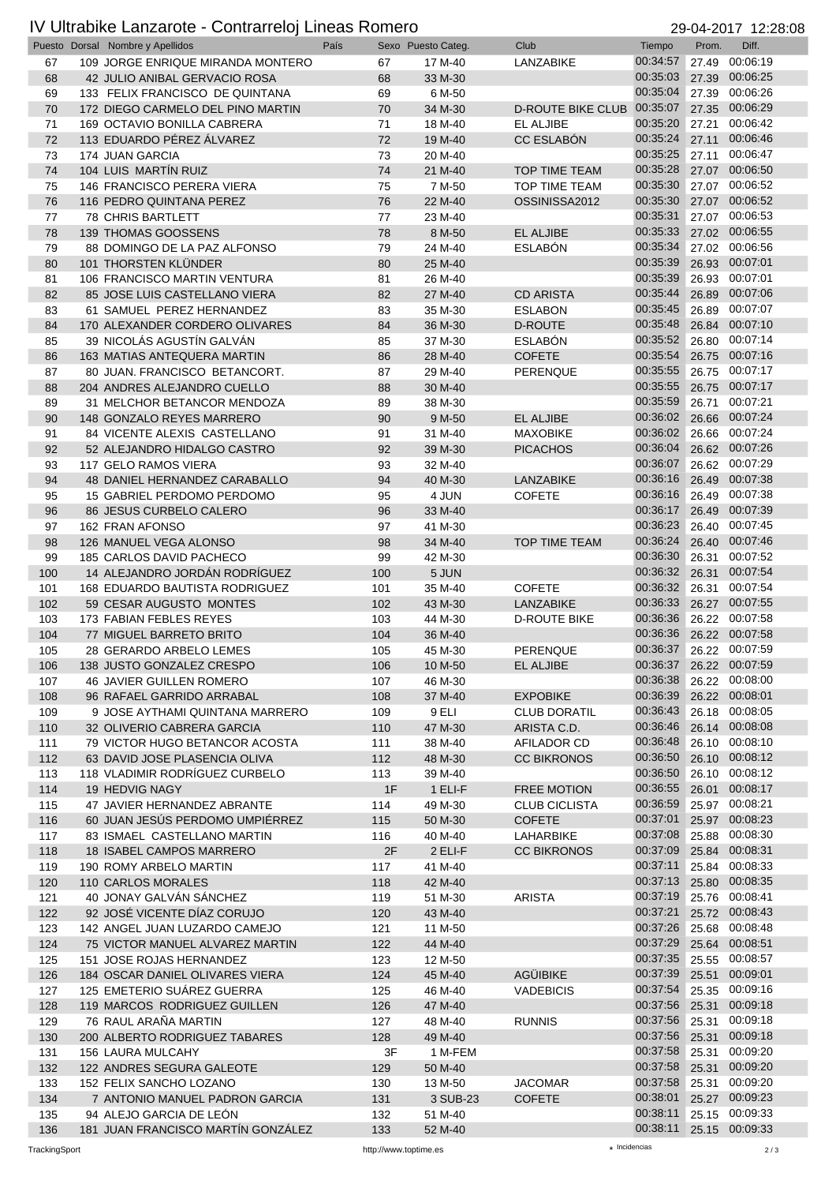# IV Ultrabike Lanzarote - Contrarreloj Lineas Romero

29-04-2017 12:28:08

| Puesto | Dorsal | Nombre y Apellidos | País | Sexo | Puesto Categ. | Club | Tiempo | Prom. | Diff. |
|---|---|---|---|---|---|---|---|---|---|
| 67 | 109 | JORGE ENRIQUE MIRANDA MONTERO | | 67 | 17 M-40 | LANZABIKE | 00:34:57 | 27.49 | 00:06:19 |
| 68 | 42 | JULIO ANIBAL GERVACIO ROSA | | 68 | 33 M-30 | | 00:35:03 | 27.39 | 00:06:25 |
| 69 | 133 | FELIX FRANCISCO DE QUINTANA | | 69 | 6 M-50 | | 00:35:04 | 27.39 | 00:06:26 |
| 70 | 172 | DIEGO CARMELO DEL PINO MARTIN | | 70 | 34 M-30 | D-ROUTE BIKE CLUB | 00:35:07 | 27.35 | 00:06:29 |
| 71 | 169 | OCTAVIO BONILLA CABRERA | | 71 | 18 M-40 | EL ALJIBE | 00:35:20 | 27.21 | 00:06:42 |
| 72 | 113 | EDUARDO PÉREZ ÁLVAREZ | | 72 | 19 M-40 | CC ESLABÓN | 00:35:24 | 27.11 | 00:06:46 |
| 73 | 174 | JUAN GARCIA | | 73 | 20 M-40 | | 00:35:25 | 27.11 | 00:06:47 |
| 74 | 104 | LUIS MARTÍN RUIZ | | 74 | 21 M-40 | TOP TIME TEAM | 00:35:28 | 27.07 | 00:06:50 |
| 75 | 146 | FRANCISCO PERERA VIERA | | 75 | 7 M-50 | TOP TIME TEAM | 00:35:30 | 27.07 | 00:06:52 |
| 76 | 116 | PEDRO QUINTANA PEREZ | | 76 | 22 M-40 | OSSINISSA2012 | 00:35:30 | 27.07 | 00:06:52 |
| 77 | 78 | CHRIS BARTLETT | | 77 | 23 M-40 | | 00:35:31 | 27.07 | 00:06:53 |
| 78 | 139 | THOMAS GOOSSENS | | 78 | 8 M-50 | EL ALJIBE | 00:35:33 | 27.02 | 00:06:55 |
| 79 | 88 | DOMINGO DE LA PAZ ALFONSO | | 79 | 24 M-40 | ESLABÓN | 00:35:34 | 27.02 | 00:06:56 |
| 80 | 101 | THORSTEN KLÜNDER | | 80 | 25 M-40 | | 00:35:39 | 26.93 | 00:07:01 |
| 81 | 106 | FRANCISCO MARTIN VENTURA | | 81 | 26 M-40 | | 00:35:39 | 26.93 | 00:07:01 |
| 82 | 85 | JOSE LUIS CASTELLANO VIERA | | 82 | 27 M-40 | CD ARISTA | 00:35:44 | 26.89 | 00:07:06 |
| 83 | 61 | SAMUEL PEREZ HERNANDEZ | | 83 | 35 M-30 | ESLABON | 00:35:45 | 26.89 | 00:07:07 |
| 84 | 170 | ALEXANDER CORDERO OLIVARES | | 84 | 36 M-30 | D-ROUTE | 00:35:48 | 26.84 | 00:07:10 |
| 85 | 39 | NICOLÁS AGUSTÍN GALVÁN | | 85 | 37 M-30 | ESLABÓN | 00:35:52 | 26.80 | 00:07:14 |
| 86 | 163 | MATIAS ANTEQUERA MARTIN | | 86 | 28 M-40 | COFETE | 00:35:54 | 26.75 | 00:07:16 |
| 87 | 80 | JUAN. FRANCISCO BETANCORT. | | 87 | 29 M-40 | PERENQUE | 00:35:55 | 26.75 | 00:07:17 |
| 88 | 204 | ANDRES ALEJANDRO CUELLO | | 88 | 30 M-40 | | 00:35:55 | 26.75 | 00:07:17 |
| 89 | 31 | MELCHOR BETANCOR MENDOZA | | 89 | 38 M-30 | | 00:35:59 | 26.71 | 00:07:21 |
| 90 | 148 | GONZALO REYES MARRERO | | 90 | 9 M-50 | EL ALJIBE | 00:36:02 | 26.66 | 00:07:24 |
| 91 | 84 | VICENTE ALEXIS CASTELLANO | | 91 | 31 M-40 | MAXOBIKE | 00:36:02 | 26.66 | 00:07:24 |
| 92 | 52 | ALEJANDRO HIDALGO CASTRO | | 92 | 39 M-30 | PICACHOS | 00:36:04 | 26.62 | 00:07:26 |
| 93 | 117 | GELO RAMOS VIERA | | 93 | 32 M-40 | | 00:36:07 | 26.62 | 00:07:29 |
| 94 | 48 | DANIEL HERNANDEZ CARABALLO | | 94 | 40 M-30 | LANZABIKE | 00:36:16 | 26.49 | 00:07:38 |
| 95 | 15 | GABRIEL PERDOMO PERDOMO | | 95 | 4 JUN | COFETE | 00:36:16 | 26.49 | 00:07:38 |
| 96 | 86 | JESUS CURBELO CALERO | | 96 | 33 M-40 | | 00:36:17 | 26.49 | 00:07:39 |
| 97 | 162 | FRAN AFONSO | | 97 | 41 M-30 | | 00:36:23 | 26.40 | 00:07:45 |
| 98 | 126 | MANUEL VEGA ALONSO | | 98 | 34 M-40 | TOP TIME TEAM | 00:36:24 | 26.40 | 00:07:46 |
| 99 | 185 | CARLOS DAVID PACHECO | | 99 | 42 M-30 | | 00:36:30 | 26.31 | 00:07:52 |
| 100 | 14 | ALEJANDRO JORDÁN RODRÍGUEZ | | 100 | 5 JUN | | 00:36:32 | 26.31 | 00:07:54 |
| 101 | 168 | EDUARDO BAUTISTA RODRIGUEZ | | 101 | 35 M-40 | COFETE | 00:36:32 | 26.31 | 00:07:54 |
| 102 | 59 | CESAR AUGUSTO MONTES | | 102 | 43 M-30 | LANZABIKE | 00:36:33 | 26.27 | 00:07:55 |
| 103 | 173 | FABIAN FEBLES REYES | | 103 | 44 M-30 | D-ROUTE BIKE | 00:36:36 | 26.22 | 00:07:58 |
| 104 | 77 | MIGUEL BARRETO BRITO | | 104 | 36 M-40 | | 00:36:36 | 26.22 | 00:07:58 |
| 105 | 28 | GERARDO ARBELO LEMES | | 105 | 45 M-30 | PERENQUE | 00:36:37 | 26.22 | 00:07:59 |
| 106 | 138 | JUSTO GONZALEZ CRESPO | | 106 | 10 M-50 | EL ALJIBE | 00:36:37 | 26.22 | 00:07:59 |
| 107 | 46 | JAVIER GUILLEN ROMERO | | 107 | 46 M-30 | | 00:36:38 | 26.22 | 00:08:00 |
| 108 | 96 | RAFAEL GARRIDO ARRABAL | | 108 | 37 M-40 | EXPOBIKE | 00:36:39 | 26.22 | 00:08:01 |
| 109 | 9 | JOSE AYTHAMI QUINTANA MARRERO | | 109 | 9 ELI | CLUB DORATIL | 00:36:43 | 26.18 | 00:08:05 |
| 110 | 32 | OLIVERIO CABRERA GARCIA | | 110 | 47 M-30 | ARISTA C.D. | 00:36:46 | 26.14 | 00:08:08 |
| 111 | 79 | VICTOR HUGO BETANCOR ACOSTA | | 111 | 38 M-40 | AFILADOR CD | 00:36:48 | 26.10 | 00:08:10 |
| 112 | 63 | DAVID JOSE PLASENCIA OLIVA | | 112 | 48 M-30 | CC BIKRONOS | 00:36:50 | 26.10 | 00:08:12 |
| 113 | 118 | VLADIMIR RODRÍGUEZ CURBELO | | 113 | 39 M-40 | | 00:36:50 | 26.10 | 00:08:12 |
| 114 | 19 | HEDVIG NAGY | | 1F | 1 ELI-F | FREE MOTION | 00:36:55 | 26.01 | 00:08:17 |
| 115 | 47 | JAVIER HERNANDEZ ABRANTE | | 114 | 49 M-30 | CLUB CICLISTA | 00:36:59 | 25.97 | 00:08:21 |
| 116 | 60 | JUAN JESÚS PERDOMO UMPIÉRREZ | | 115 | 50 M-30 | COFETE | 00:37:01 | 25.97 | 00:08:23 |
| 117 | 83 | ISMAEL CASTELLANO MARTIN | | 116 | 40 M-40 | LAHARBIKE | 00:37:08 | 25.88 | 00:08:30 |
| 118 | 18 | ISABEL CAMPOS MARRERO | | 2F | 2 ELI-F | CC BIKRONOS | 00:37:09 | 25.84 | 00:08:31 |
| 119 | 190 | ROMY ARBELO MARTIN | | 117 | 41 M-40 | | 00:37:11 | 25.84 | 00:08:33 |
| 120 | 110 | CARLOS MORALES | | 118 | 42 M-40 | | 00:37:13 | 25.80 | 00:08:35 |
| 121 | 40 | JONAY GALVÁN SÁNCHEZ | | 119 | 51 M-30 | ARISTA | 00:37:19 | 25.76 | 00:08:41 |
| 122 | 92 | JOSÉ VICENTE DÍAZ CORUJO | | 120 | 43 M-40 | | 00:37:21 | 25.72 | 00:08:43 |
| 123 | 142 | ANGEL JUAN LUZARDO CAMEJO | | 121 | 11 M-50 | | 00:37:26 | 25.68 | 00:08:48 |
| 124 | 75 | VICTOR MANUEL ALVAREZ MARTIN | | 122 | 44 M-40 | | 00:37:29 | 25.64 | 00:08:51 |
| 125 | 151 | JOSE ROJAS HERNANDEZ | | 123 | 12 M-50 | | 00:37:35 | 25.55 | 00:08:57 |
| 126 | 184 | OSCAR DANIEL OLIVARES VIERA | | 124 | 45 M-40 | AGÜIBIKE | 00:37:39 | 25.51 | 00:09:01 |
| 127 | 125 | EMETERIO SUÁREZ GUERRA | | 125 | 46 M-40 | VADEBICIS | 00:37:54 | 25.35 | 00:09:16 |
| 128 | 119 | MARCOS RODRIGUEZ GUILLEN | | 126 | 47 M-40 | | 00:37:56 | 25.31 | 00:09:18 |
| 129 | 76 | RAUL ARAÑA MARTIN | | 127 | 48 M-40 | RUNNIS | 00:37:56 | 25.31 | 00:09:18 |
| 130 | 200 | ALBERTO RODRIGUEZ TABARES | | 128 | 49 M-40 | | 00:37:56 | 25.31 | 00:09:18 |
| 131 | 156 | LAURA MULCAHY | | 3F | 1 M-FEM | | 00:37:58 | 25.31 | 00:09:20 |
| 132 | 122 | ANDRES SEGURA GALEOTE | | 129 | 50 M-40 | | 00:37:58 | 25.31 | 00:09:20 |
| 133 | 152 | FELIX SANCHO LOZANO | | 130 | 13 M-50 | JACOMAR | 00:37:58 | 25.31 | 00:09:20 |
| 134 | 7 | ANTONIO MANUEL PADRON GARCIA | | 131 | 3 SUB-23 | COFETE | 00:38:01 | 25.27 | 00:09:23 |
| 135 | 94 | ALEJO GARCIA DE LEÓN | | 132 | 51 M-40 | | 00:38:11 | 25.15 | 00:09:33 |
| 136 | 181 | JUAN FRANCISCO MARTÍN GONZÁLEZ | | 133 | 52 M-40 | | 00:38:11 | 25.15 | 00:09:33 |

TrackingSport — http://www.toptime.es — ⋆ Incidencias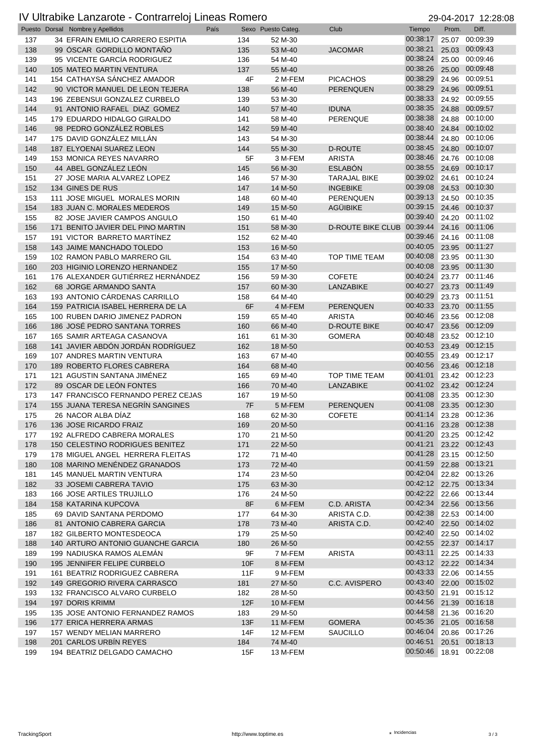# IV Ultrabike Lanzarote - Contrarreloj Lineas Romero

29-04-2017 12:28:08

| Puesto | Dorsal | Nombre y Apellidos | País | Sexo | Puesto Categ. | Club | Tiempo | Prom. | Diff. |
|---|---|---|---|---|---|---|---|---|---|
| 137 | 34 | EFRAIN EMILIO CARRERO ESPITIA | | 134 | 52 M-30 | | 00:38:17 | 25.07 | 00:09:39 |
| 138 | 99 | ÓSCAR GORDILLO MONTAÑO | | 135 | 53 M-40 | JACOMAR | 00:38:21 | 25.03 | 00:09:43 |
| 139 | 95 | VICENTE GARCÍA RODRIGUEZ | | 136 | 54 M-40 | | 00:38:24 | 25.00 | 00:09:46 |
| 140 | 105 | MATEO MARTIN VENTURA | | 137 | 55 M-40 | | 00:38:26 | 25.00 | 00:09:48 |
| 141 | 154 | CATHAYSA SÁNCHEZ AMADOR | | 4F | 2 M-FEM | PICACHOS | 00:38:29 | 24.96 | 00:09:51 |
| 142 | 90 | VICTOR MANUEL DE LEON TEJERA | | 138 | 56 M-40 | PERENQUEN | 00:38:29 | 24.96 | 00:09:51 |
| 143 | 196 | ZEBENSUI GONZALEZ CURBELO | | 139 | 53 M-30 | | 00:38:33 | 24.92 | 00:09:55 |
| 144 | 91 | ANTONIO RAFAEL DIAZ GOMEZ | | 140 | 57 M-40 | IDUNA | 00:38:35 | 24.88 | 00:09:57 |
| 145 | 179 | EDUARDO HIDALGO GIRALDO | | 141 | 58 M-40 | PERENQUE | 00:38:38 | 24.88 | 00:10:00 |
| 146 | 98 | PEDRO GONZÁLEZ ROBLES | | 142 | 59 M-40 | | 00:38:40 | 24.84 | 00:10:02 |
| 147 | 175 | DAVID GONZÁLEZ MILLÁN | | 143 | 54 M-30 | | 00:38:44 | 24.80 | 00:10:06 |
| 148 | 187 | ELYOENAI SUAREZ LEON | | 144 | 55 M-30 | D-ROUTE | 00:38:45 | 24.80 | 00:10:07 |
| 149 | 153 | MONICA REYES NAVARRO | | 5F | 3 M-FEM | ARISTA | 00:38:46 | 24.76 | 00:10:08 |
| 150 | 44 | ABEL GONZÁLEZ LEÓN | | 145 | 56 M-30 | ESLABÓN | 00:38:55 | 24.69 | 00:10:17 |
| 151 | 27 | JOSE MARIA ALVAREZ LOPEZ | | 146 | 57 M-30 | TARAJAL BIKE | 00:39:02 | 24.61 | 00:10:24 |
| 152 | 134 | GINES DE RUS | | 147 | 14 M-50 | INGEBIKE | 00:39:08 | 24.53 | 00:10:30 |
| 153 | 111 | JOSE MIGUEL MORALES MORIN | | 148 | 60 M-40 | PERENQUEN | 00:39:13 | 24.50 | 00:10:35 |
| 154 | 183 | JUAN C. MORALES MEDEROS | | 149 | 15 M-50 | AGÜIBIKE | 00:39:15 | 24.46 | 00:10:37 |
| 155 | 82 | JOSE JAVIER CAMPOS ANGULO | | 150 | 61 M-40 | | 00:39:40 | 24.20 | 00:11:02 |
| 156 | 171 | BENITO JAVIER DEL PINO MARTIN | | 151 | 58 M-30 | D-ROUTE BIKE CLUB | 00:39:44 | 24.16 | 00:11:06 |
| 157 | 191 | VICTOR BARRETO MARTÍNEZ | | 152 | 62 M-40 | | 00:39:46 | 24.16 | 00:11:08 |
| 158 | 143 | JAIME MANCHADO TOLEDO | | 153 | 16 M-50 | | 00:40:05 | 23.95 | 00:11:27 |
| 159 | 102 | RAMON PABLO MARRERO GIL | | 154 | 63 M-40 | TOP TIME TEAM | 00:40:08 | 23.95 | 00:11:30 |
| 160 | 203 | HIGINIO LORENZO HERNANDEZ | | 155 | 17 M-50 | | 00:40:08 | 23.95 | 00:11:30 |
| 161 | 176 | ALEXANDER GUTIÉRREZ HERNÁNDEZ | | 156 | 59 M-30 | COFETE | 00:40:24 | 23.77 | 00:11:46 |
| 162 | 68 | JORGE ARMANDO SANTA | | 157 | 60 M-30 | LANZABIKE | 00:40:27 | 23.73 | 00:11:49 |
| 163 | 193 | ANTONIO CÁRDENAS CARRILLO | | 158 | 64 M-40 | | 00:40:29 | 23.73 | 00:11:51 |
| 164 | 159 | PATRICIA ISABEL HERRERA DE LA | | 6F | 4 M-FEM | PERENQUEN | 00:40:33 | 23.70 | 00:11:55 |
| 165 | 100 | RUBEN DARIO JIMENEZ PADRON | | 159 | 65 M-40 | ARISTA | 00:40:46 | 23.56 | 00:12:08 |
| 166 | 186 | JOSÉ PEDRO SANTANA TORRES | | 160 | 66 M-40 | D-ROUTE BIKE | 00:40:47 | 23.56 | 00:12:09 |
| 167 | 165 | SAMIR ARTEAGA CASANOVA | | 161 | 61 M-30 | GOMERA | 00:40:48 | 23.52 | 00:12:10 |
| 168 | 141 | JAVIER ABDÓN JORDÁN RODRÍGUEZ | | 162 | 18 M-50 | | 00:40:53 | 23.49 | 00:12:15 |
| 169 | 107 | ANDRES MARTIN VENTURA | | 163 | 67 M-40 | | 00:40:55 | 23.49 | 00:12:17 |
| 170 | 189 | ROBERTO FLORES CABRERA | | 164 | 68 M-40 | | 00:40:56 | 23.46 | 00:12:18 |
| 171 | 121 | AGUSTIN SANTANA JIMÉNEZ | | 165 | 69 M-40 | TOP TIME TEAM | 00:41:01 | 23.42 | 00:12:23 |
| 172 | 89 | OSCAR DE LEÓN FONTES | | 166 | 70 M-40 | LANZABIKE | 00:41:02 | 23.42 | 00:12:24 |
| 173 | 147 | FRANCISCO FERNANDO PEREZ CEJAS | | 167 | 19 M-50 | | 00:41:08 | 23.35 | 00:12:30 |
| 174 | 155 | JUANA TERESA NEGRÍN SANGINES | | 7F | 5 M-FEM | PERENQUEN | 00:41:08 | 23.35 | 00:12:30 |
| 175 | 26 | NACOR ALBA DÍAZ | | 168 | 62 M-30 | COFETE | 00:41:14 | 23.28 | 00:12:36 |
| 176 | 136 | JOSE RICARDO FRAIZ | | 169 | 20 M-50 | | 00:41:16 | 23.28 | 00:12:38 |
| 177 | 192 | ALFREDO CABRERA MORALES | | 170 | 21 M-50 | | 00:41:20 | 23.25 | 00:12:42 |
| 178 | 150 | CELESTINO RODRIGUES BENITEZ | | 171 | 22 M-50 | | 00:41:21 | 23.22 | 00:12:43 |
| 179 | 178 | MIGUEL ANGEL HERRERA FLEITAS | | 172 | 71 M-40 | | 00:41:28 | 23.15 | 00:12:50 |
| 180 | 108 | MARINO MENÉNDEZ GRANADOS | | 173 | 72 M-40 | | 00:41:59 | 22.88 | 00:13:21 |
| 181 | 145 | MANUEL MARTIN VENTURA | | 174 | 23 M-50 | | 00:42:04 | 22.82 | 00:13:26 |
| 182 | 33 | JOSEMI CABRERA TAVIO | | 175 | 63 M-30 | | 00:42:12 | 22.75 | 00:13:34 |
| 183 | 166 | JOSE ARTILES TRUJILLO | | 176 | 24 M-50 | | 00:42:22 | 22.66 | 00:13:44 |
| 184 | 158 | KATARINA KUPCOVA | | 8F | 6 M-FEM | C.D. ARISTA | 00:42:34 | 22.56 | 00:13:56 |
| 185 | 69 | DAVID SANTANA PERDOMO | | 177 | 64 M-30 | ARISTA C.D. | 00:42:38 | 22.53 | 00:14:00 |
| 186 | 81 | ANTONIO CABRERA GARCIA | | 178 | 73 M-40 | ARISTA C.D. | 00:42:40 | 22.50 | 00:14:02 |
| 187 | 182 | GILBERTO MONTESDEOCA | | 179 | 25 M-50 | | 00:42:40 | 22.50 | 00:14:02 |
| 188 | 140 | ARTURO ANTONIO GUANCHE GARCIA | | 180 | 26 M-50 | | 00:42:55 | 22.37 | 00:14:17 |
| 189 | 199 | NADIUSKA RAMOS ALEMÁN | | 9F | 7 M-FEM | ARISTA | 00:43:11 | 22.25 | 00:14:33 |
| 190 | 195 | JENNIFER FELIPE CURBELO | | 10F | 8 M-FEM | | 00:43:12 | 22.22 | 00:14:34 |
| 191 | 161 | BEATRIZ RODRIGUEZ CABRERA | | 11F | 9 M-FEM | | 00:43:33 | 22.06 | 00:14:55 |
| 192 | 149 | GREGORIO RIVERA CARRASCO | | 181 | 27 M-50 | C.C. AVISPERO | 00:43:40 | 22.00 | 00:15:02 |
| 193 | 132 | FRANCISCO ALVARO CURBELO | | 182 | 28 M-50 | | 00:43:50 | 21.91 | 00:15:12 |
| 194 | 197 | DORIS KRIMM | | 12F | 10 M-FEM | | 00:44:56 | 21.39 | 00:16:18 |
| 195 | 135 | JOSE ANTONIO FERNANDEZ RAMOS | | 183 | 29 M-50 | | 00:44:58 | 21.36 | 00:16:20 |
| 196 | 177 | ERICA HERRERA ARMAS | | 13F | 11 M-FEM | GOMERA | 00:45:36 | 21.05 | 00:16:58 |
| 197 | 157 | WENDY MELIAN MARRERO | | 14F | 12 M-FEM | SAUCILLO | 00:46:04 | 20.86 | 00:17:26 |
| 198 | 201 | CARLOS URBÍN REYES | | 184 | 74 M-40 | | 00:46:51 | 20.51 | 00:18:13 |
| 199 | 194 | BEATRIZ DELGADO CAMACHO | | 15F | 13 M-FEM | | 00:50:46 | 18.91 | 00:22:08 |

TrackingSport http://www.toptime.es * Incidencias